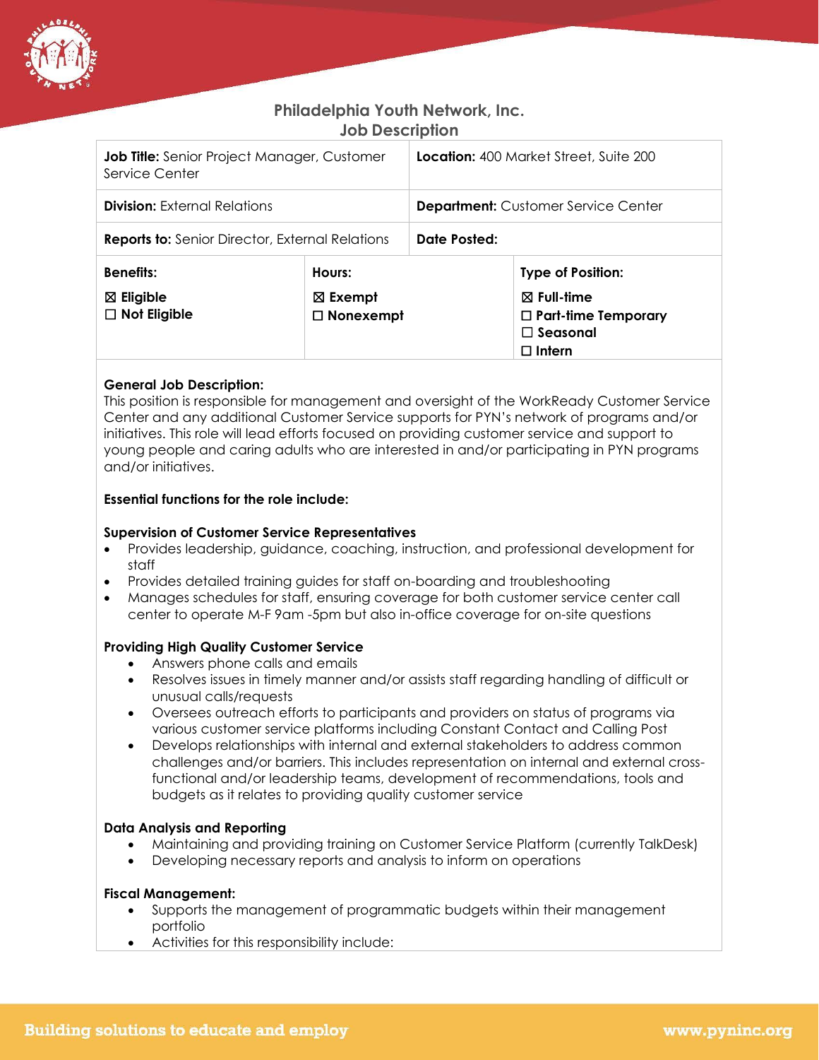## Philadelphia Youth Network, Inc.
## Job Description

| **Job Title:** Senior Project Manager, Customer Service Center | | **Location:** 400 Market Street, Suite 200 |
|---|---|---|
| **Division:** External Relations | | **Department:** Customer Service Center |
| **Reports to:** Senior Director, External Relations | | **Date Posted:** |
| **Benefits:**<br>☒ **Eligible**<br>☐ **Not Eligible** | **Hours:**<br>☒ **Exempt**<br>☐ **Nonexempt** | **Type of Position:**<br>☒ **Full-time**<br>☐ **Part-time Temporary**<br>☐ **Seasonal**<br>☐ **Intern** |

**General Job Description:**
This position is responsible for management and oversight of the WorkReady Customer Service Center and any additional Customer Service supports for PYN's network of programs and/or initiatives. This role will lead efforts focused on providing customer service and support to young people and caring adults who are interested in and/or participating in PYN programs and/or initiatives.

**Essential functions for the role include:**

**Supervision of Customer Service Representatives**
- Provides leadership, guidance, coaching, instruction, and professional development for staff
- Provides detailed training guides for staff on-boarding and troubleshooting
- Manages schedules for staff, ensuring coverage for both customer service center call center to operate M-F 9am -5pm but also in-office coverage for on-site questions

**Providing High Quality Customer Service**
- Answers phone calls and emails
- Resolves issues in timely manner and/or assists staff regarding handling of difficult or unusual calls/requests
- Oversees outreach efforts to participants and providers on status of programs via various customer service platforms including Constant Contact and Calling Post
- Develops relationships with internal and external stakeholders to address common challenges and/or barriers. This includes representation on internal and external cross-functional and/or leadership teams, development of recommendations, tools and budgets as it relates to providing quality customer service

**Data Analysis and Reporting**
- Maintaining and providing training on Customer Service Platform (currently TalkDesk)
- Developing necessary reports and analysis to inform on operations

**Fiscal Management:**
- Supports the management of programmatic budgets within their management portfolio
- Activities for this responsibility include: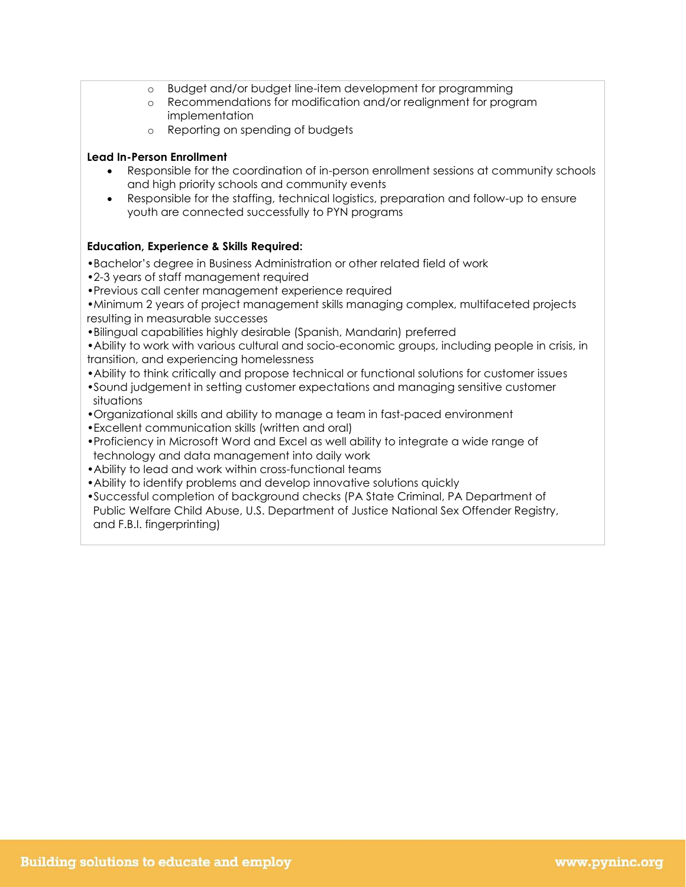- Budget and/or budget line-item development for programming
- Recommendations for modification and/or realignment for program implementation
- Reporting on spending of budgets

**Lead In-Person Enrollment**

- Responsible for the coordination of in-person enrollment sessions at community schools and high priority schools and community events
- Responsible for the staffing, technical logistics, preparation and follow-up to ensure youth are connected successfully to PYN programs

**Education, Experience & Skills Required:**

- Bachelor's degree in Business Administration or other related field of work
- 2-3 years of staff management required
- Previous call center management experience required
- Minimum 2 years of project management skills managing complex, multifaceted projects resulting in measurable successes
- Bilingual capabilities highly desirable (Spanish, Mandarin) preferred
- Ability to work with various cultural and socio-economic groups, including people in crisis, in transition, and experiencing homelessness
- Ability to think critically and propose technical or functional solutions for customer issues
- Sound judgement in setting customer expectations and managing sensitive customer situations
- Organizational skills and ability to manage a team in fast-paced environment
- Excellent communication skills (written and oral)
- Proficiency in Microsoft Word and Excel as well ability to integrate a wide range of technology and data management into daily work
- Ability to lead and work within cross-functional teams
- Ability to identify problems and develop innovative solutions quickly
- Successful completion of background checks (PA State Criminal, PA Department of Public Welfare Child Abuse, U.S. Department of Justice National Sex Offender Registry, and F.B.I. fingerprinting)